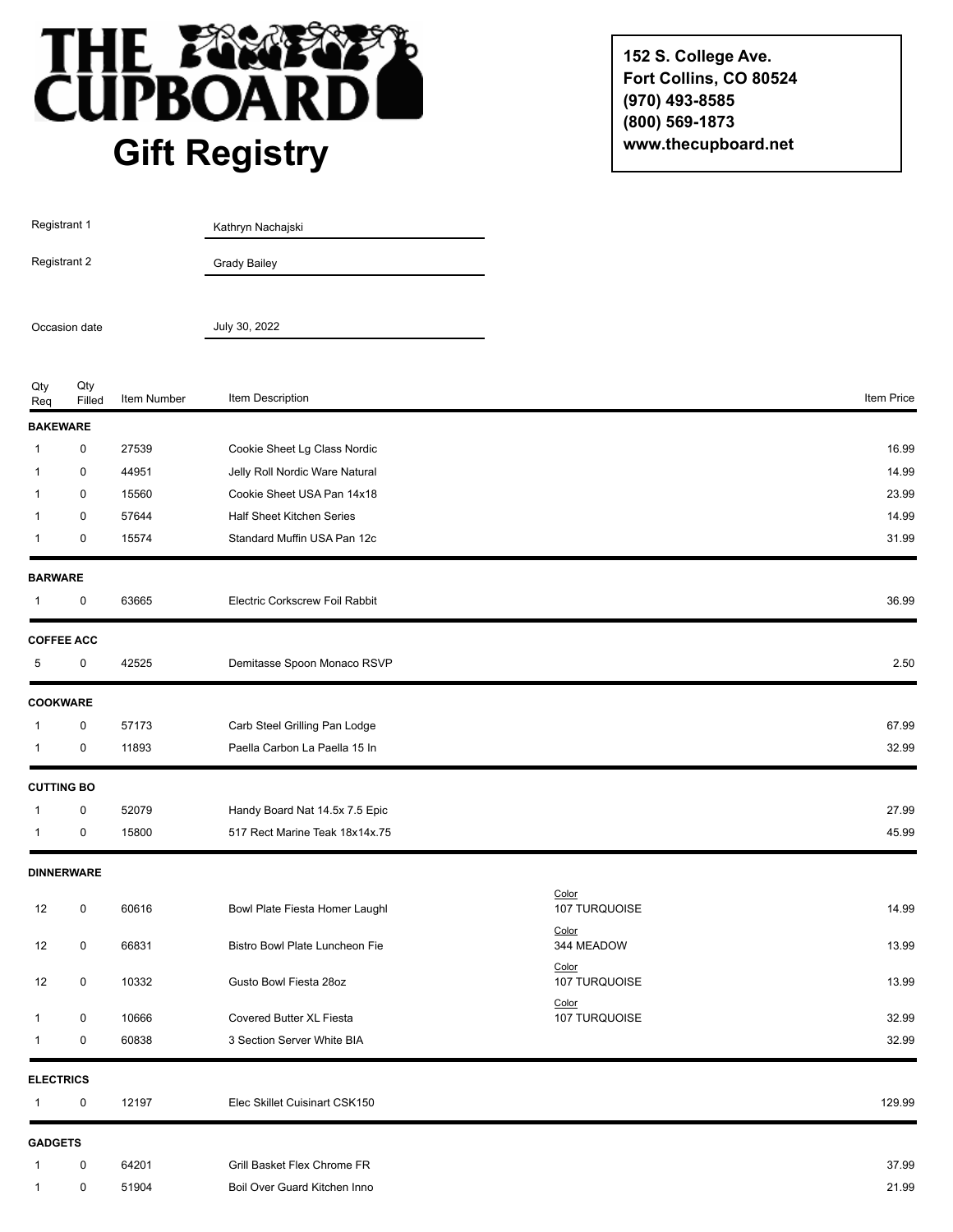# THE CUPBOARD

## Gift Registry

152 S. College Ave.
Fort Collins, CO 80524
(970) 493-8585
(800) 569-1873
www.thecupboard.net

Registrant 1: Kathryn Nachajski

Registrant 2: Grady Bailey

Occasion date: July 30, 2022

| Qty Req | Qty Filled | Item Number | Item Description | | Item Price |
|---|---|---|---|---|---|
| **BAKEWARE** | | | | | |
| 1 | 0 | 27539 | Cookie Sheet Lg Class Nordic | | 16.99 |
| 1 | 0 | 44951 | Jelly Roll Nordic Ware Natural | | 14.99 |
| 1 | 0 | 15560 | Cookie Sheet USA Pan 14x18 | | 23.99 |
| 1 | 0 | 57644 | Half Sheet Kitchen Series | | 14.99 |
| 1 | 0 | 15574 | Standard Muffin USA Pan 12c | | 31.99 |
| **BARWARE** | | | | | |
| 1 | 0 | 63665 | Electric Corkscrew Foil Rabbit | | 36.99 |
| **COFFEE ACC** | | | | | |
| 5 | 0 | 42525 | Demitasse Spoon Monaco RSVP | | 2.50 |
| **COOKWARE** | | | | | |
| 1 | 0 | 57173 | Carb Steel Grilling Pan Lodge | | 67.99 |
| 1 | 0 | 11893 | Paella Carbon La Paella 15 In | | 32.99 |
| **CUTTING BO** | | | | | |
| 1 | 0 | 52079 | Handy Board Nat 14.5x 7.5 Epic | | 27.99 |
| 1 | 0 | 15800 | 517 Rect Marine Teak 18x14x.75 | | 45.99 |
| **DINNERWARE** | | | | | |
| 12 | 0 | 60616 | Bowl Plate Fiesta Homer Laughl | Color: 107 TURQUOISE | 14.99 |
| 12 | 0 | 66831 | Bistro Bowl Plate Luncheon Fie | Color: 344 MEADOW | 13.99 |
| 12 | 0 | 10332 | Gusto Bowl Fiesta 28oz | Color: 107 TURQUOISE | 13.99 |
| 1 | 0 | 10666 | Covered Butter XL Fiesta | Color: 107 TURQUOISE | 32.99 |
| 1 | 0 | 60838 | 3 Section Server White BIA | | 32.99 |
| **ELECTRICS** | | | | | |
| 1 | 0 | 12197 | Elec Skillet Cuisinart CSK150 | | 129.99 |
| **GADGETS** | | | | | |
| 1 | 0 | 64201 | Grill Basket Flex Chrome FR | | 37.99 |
| 1 | 0 | 51904 | Boil Over Guard Kitchen Inno | | 21.99 |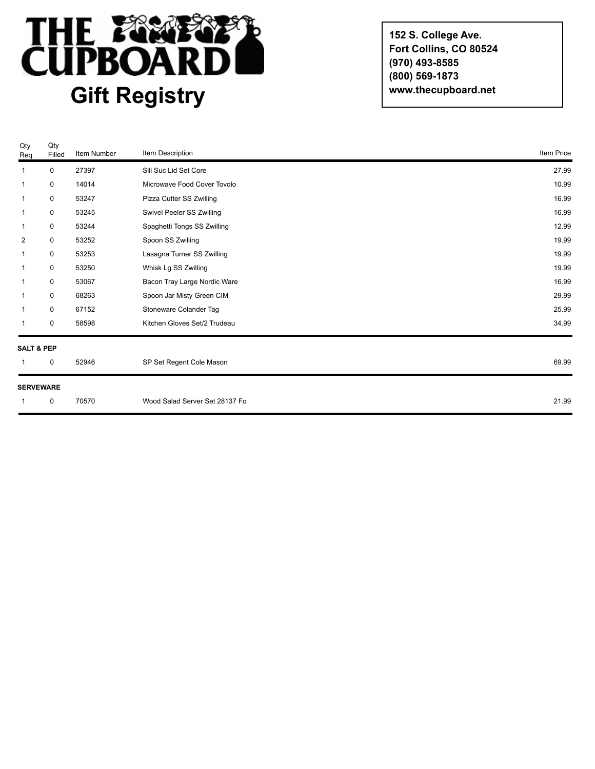# THE CUPBOARD

## Gift Registry

**152 S. College Ave.**
**Fort Collins, CO 80524**
**(970) 493-8585**
**(800) 569-1873**
**www.thecupboard.net**

| Qty Req | Qty Filled | Item Number | Item Description | Item Price |
|---|---|---|---|---|
| 1 | 0 | 27397 | Sili Suc Lid Set Core | 27.99 |
| 1 | 0 | 14014 | Microwave Food Cover Tovolo | 10.99 |
| 1 | 0 | 53247 | Pizza Cutter SS Zwilling | 16.99 |
| 1 | 0 | 53245 | Swivel Peeler SS Zwilling | 16.99 |
| 1 | 0 | 53244 | Spaghetti Tongs SS Zwilling | 12.99 |
| 2 | 0 | 53252 | Spoon SS Zwilling | 19.99 |
| 1 | 0 | 53253 | Lasagna Turner SS Zwilling | 19.99 |
| 1 | 0 | 53250 | Whisk Lg SS Zwilling | 19.99 |
| 1 | 0 | 53067 | Bacon Tray Large Nordic Ware | 16.99 |
| 1 | 0 | 68263 | Spoon Jar Misty Green CIM | 29.99 |
| 1 | 0 | 67152 | Stoneware Colander Tag | 25.99 |
| 1 | 0 | 58598 | Kitchen Gloves Set/2 Trudeau | 34.99 |
| **SALT & PEP** | | | | |
| 1 | 0 | 52946 | SP Set Regent Cole Mason | 69.99 |
| **SERVEWARE** | | | | |
| 1 | 0 | 70570 | Wood Salad Server Set 28137 Fo | 21.99 |